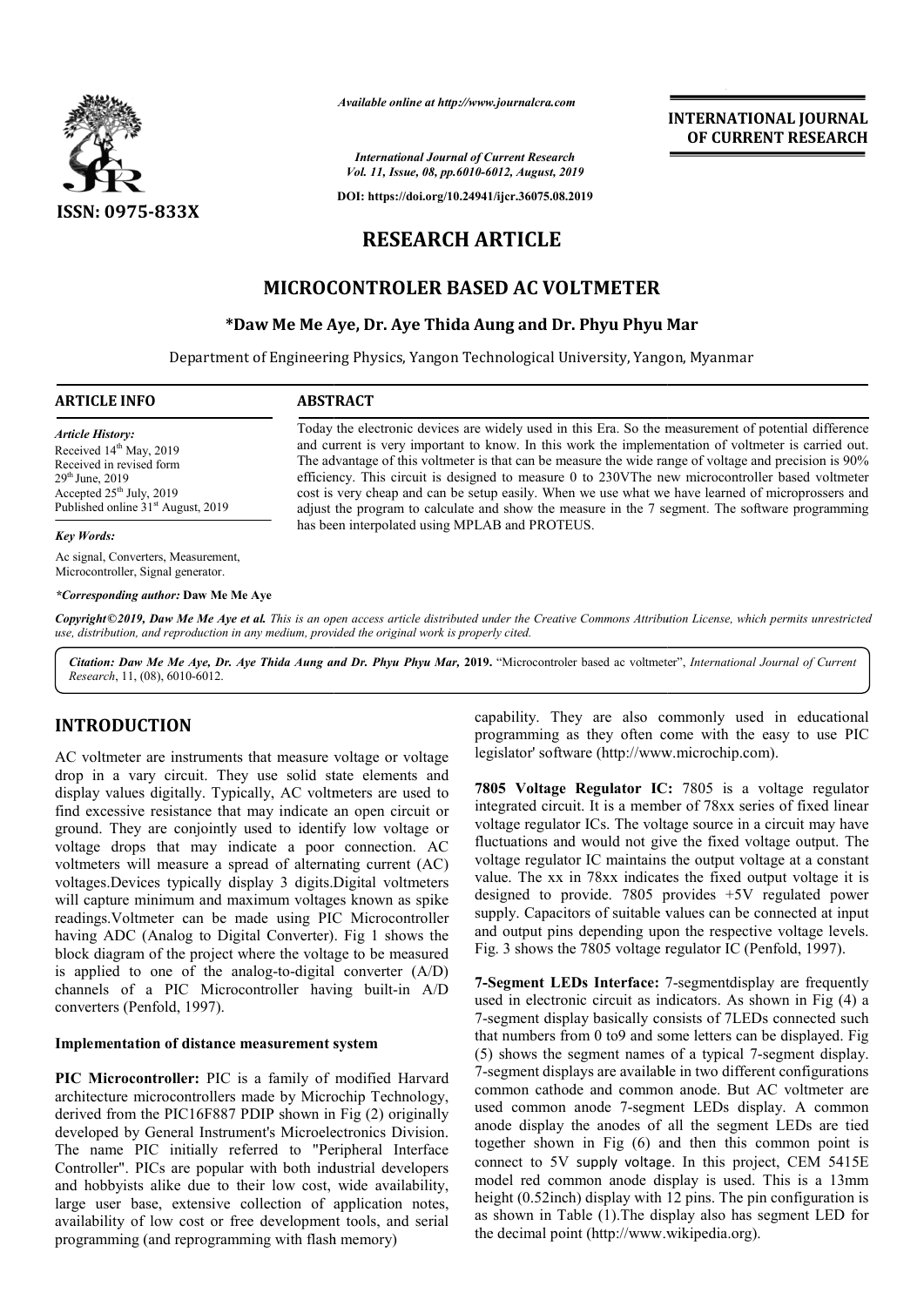*Available online at http://www.journalcra.com*

*International Journal of Current Research*
*Vol. 11, Issue, 08, pp.6010-6012, August, 2019*

**DOI: https://doi.org/10.24941/ijcr.36075.08.2019**

**ISSN: 0975-833X**

**INTERNATIONAL JOURNAL OF CURRENT RESEARCH**

# RESEARCH ARTICLE

# MICROCONTROLER BASED AC VOLTMETER

**\*Daw Me Me Aye, Dr. Aye Thida Aung and Dr. Phyu Phyu Mar**

Department of Engineering Physics, Yangon Technological University, Yangon, Myanmar

**ARTICLE INFO**

*Article History:*

Received 14th May, 2019
Received in revised form 29th June, 2019
Accepted 25th July, 2019
Published online 31st August, 2019

*Key Words:*

Ac signal, Converters, Measurement, Microcontroller, Signal generator.

**\*Corresponding author:** Daw Me Me Aye

**ABSTRACT**

Today the electronic devices are widely used in this Era. So the measurement of potential difference and current is very important to know. In this work the implementation of voltmeter is carried out. The advantage of this voltmeter is that can be measure the wide range of voltage and precision is 90% efficiency. This circuit is designed to measure 0 to 230VThe new microcontroller based voltmeter cost is very cheap and can be setup easily. When we use what we have learned of microprossers and adjust the program to calculate and show the measure in the 7 segment. The software programming has been interpolated using MPLAB and PROTEUS.

***Copyright©2019, Daw Me Me Aye et al.*** *This is an open access article distributed under the Creative Commons Attribution License, which permits unrestricted use, distribution, and reproduction in any medium, provided the original work is properly cited.*

***Citation: Daw Me Me Aye, Dr. Aye Thida Aung and Dr. Phyu Phyu Mar,* 2019.** "Microcontroler based ac voltmeter", *International Journal of Current Research*, 11, (08), 6010-6012.

## INTRODUCTION

AC voltmeter are instruments that measure voltage or voltage drop in a vary circuit. They use solid state elements and display values digitally. Typically, AC voltmeters are used to find excessive resistance that may indicate an open circuit or ground. They are conjointly used to identify low voltage or voltage drops that may indicate a poor connection. AC voltmeters will measure a spread of alternating current (AC) voltages.Devices typically display 3 digits.Digital voltmeters will capture minimum and maximum voltages known as spike readings.Voltmeter can be made using PIC Microcontroller having ADC (Analog to Digital Converter). Fig 1 shows the block diagram of the project where the voltage to be measured is applied to one of the analog-to-digital converter (A/D) channels of a PIC Microcontroller having built-in A/D converters (Penfold, 1997).

### Implementation of distance measurement system

**PIC Microcontroller:** PIC is a family of modified Harvard architecture microcontrollers made by Microchip Technology, derived from the PIC16F887 PDIP shown in Fig (2) originally developed by General Instrument's Microelectronics Division. The name PIC initially referred to "Peripheral Interface Controller". PICs are popular with both industrial developers and hobbyists alike due to their low cost, wide availability, large user base, extensive collection of application notes, availability of low cost or free development tools, and serial programming (and reprogramming with flash memory) capability. They are also commonly used in educational programming as they often come with the easy to use PIC legislator' software (http://www.microchip.com).

**7805 Voltage Regulator IC:** 7805 is a voltage regulator integrated circuit. It is a member of 78xx series of fixed linear voltage regulator ICs. The voltage source in a circuit may have fluctuations and would not give the fixed voltage output. The voltage regulator IC maintains the output voltage at a constant value. The xx in 78xx indicates the fixed output voltage it is designed to provide. 7805 provides +5V regulated power supply. Capacitors of suitable values can be connected at input and output pins depending upon the respective voltage levels. Fig. 3 shows the 7805 voltage regulator IC (Penfold, 1997).

**7-Segment LEDs Interface:** 7-segmentdisplay are frequently used in electronic circuit as indicators. As shown in Fig (4) a 7-segment display basically consists of 7LEDs connected such that numbers from 0 to9 and some letters can be displayed. Fig (5) shows the segment names of a typical 7-segment display. 7-segment displays are available in two different configurations common cathode and common anode. But AC voltmeter are used common anode 7-segment LEDs display. A common anode display the anodes of all the segment LEDs are tied together shown in Fig (6) and then this common point is connect to 5V supply voltage. In this project, CEM 5415E model red common anode display is used. This is a 13mm height (0.52inch) display with 12 pins. The pin configuration is as shown in Table (1).The display also has segment LED for the decimal point (http://www.wikipedia.org).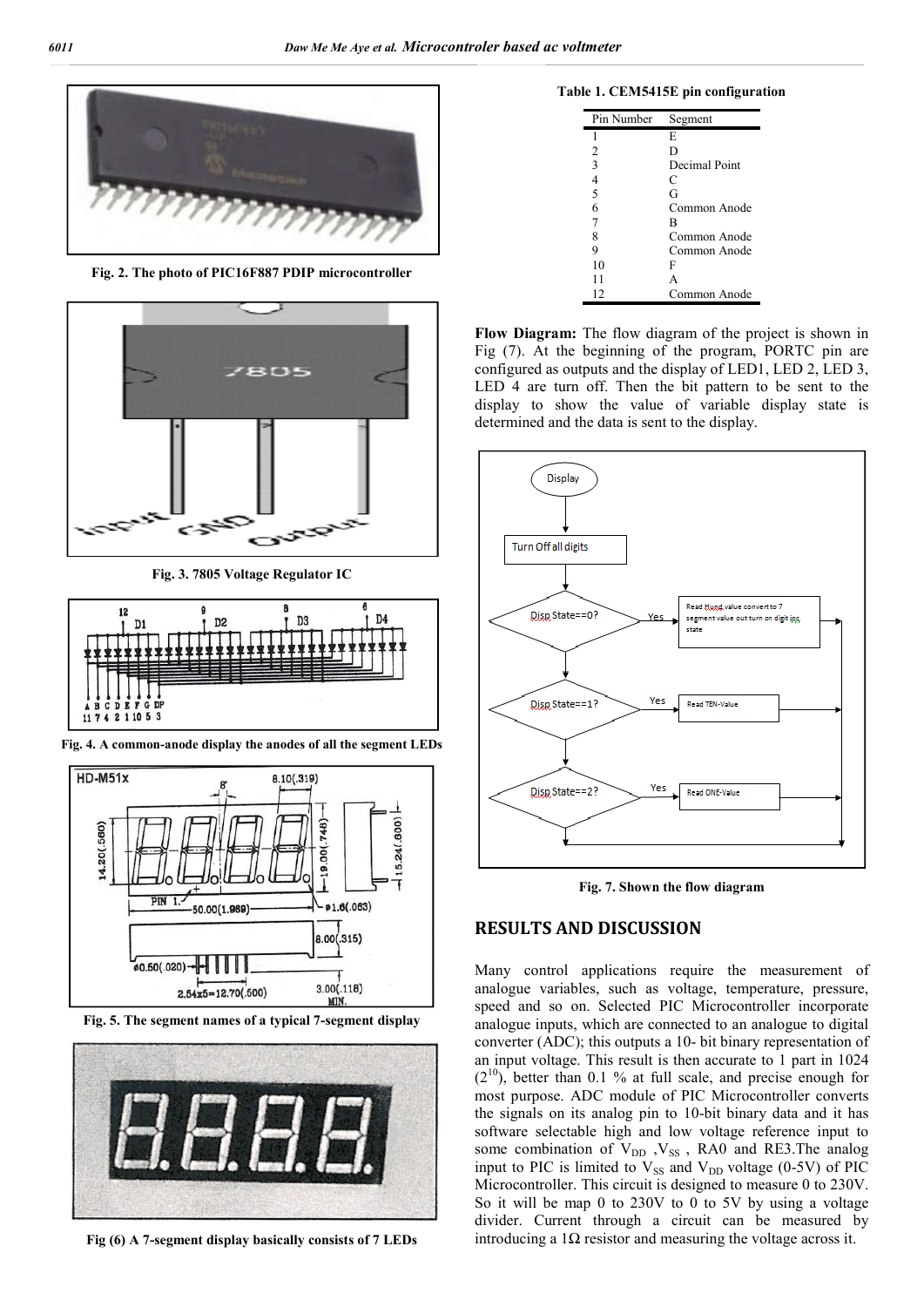Fig. 2. The photo of PIC16F887 PDIP microcontroller

Fig. 3. 7805 Voltage Regulator IC

Fig. 4. A common-anode display the anodes of all the segment LEDs

Fig. 5. The segment names of a typical 7-segment display

Fig (6) A 7-segment display basically consists of 7 LEDs

**Table 1. CEM5415E pin configuration**

| Pin Number | Segment |
|---|---|
| 1 | E |
| 2 | D |
| 3 | Decimal Point |
| 4 | C |
| 5 | G |
| 6 | Common Anode |
| 7 | B |
| 8 | Common Anode |
| 9 | Common Anode |
| 10 | F |
| 11 | A |
| 12 | Common Anode |

**Flow Diagram:** The flow diagram of the project is shown in Fig (7). At the beginning of the program, PORTC pin are configured as outputs and the display of LED1, LED 2, LED 3, LED 4 are turn off. Then the bit pattern to be sent to the display to show the value of variable display state is determined and the data is sent to the display.

Fig. 7. Shown the flow diagram

## RESULTS AND DISCUSSION

Many control applications require the measurement of analogue variables, such as voltage, temperature, pressure, speed and so on. Selected PIC Microcontroller incorporate analogue inputs, which are connected to an analogue to digital converter (ADC); this outputs a 10- bit binary representation of an input voltage. This result is then accurate to 1 part in 1024 ($2^{10}$), better than 0.1 % at full scale, and precise enough for most purpose. ADC module of PIC Microcontroller converts the signals on its analog pin to 10-bit binary data and it has software selectable high and low voltage reference input to some combination of $V_{DD}$ ,$V_{SS}$ , RA0 and RE3.The analog input to PIC is limited to $V_{SS}$ and $V_{DD}$ voltage (0-5V) of PIC Microcontroller. This circuit is designed to measure 0 to 230V. So it will be map 0 to 230V to 0 to 5V by using a voltage divider. Current through a circuit can be measured by introducing a 1Ω resistor and measuring the voltage across it.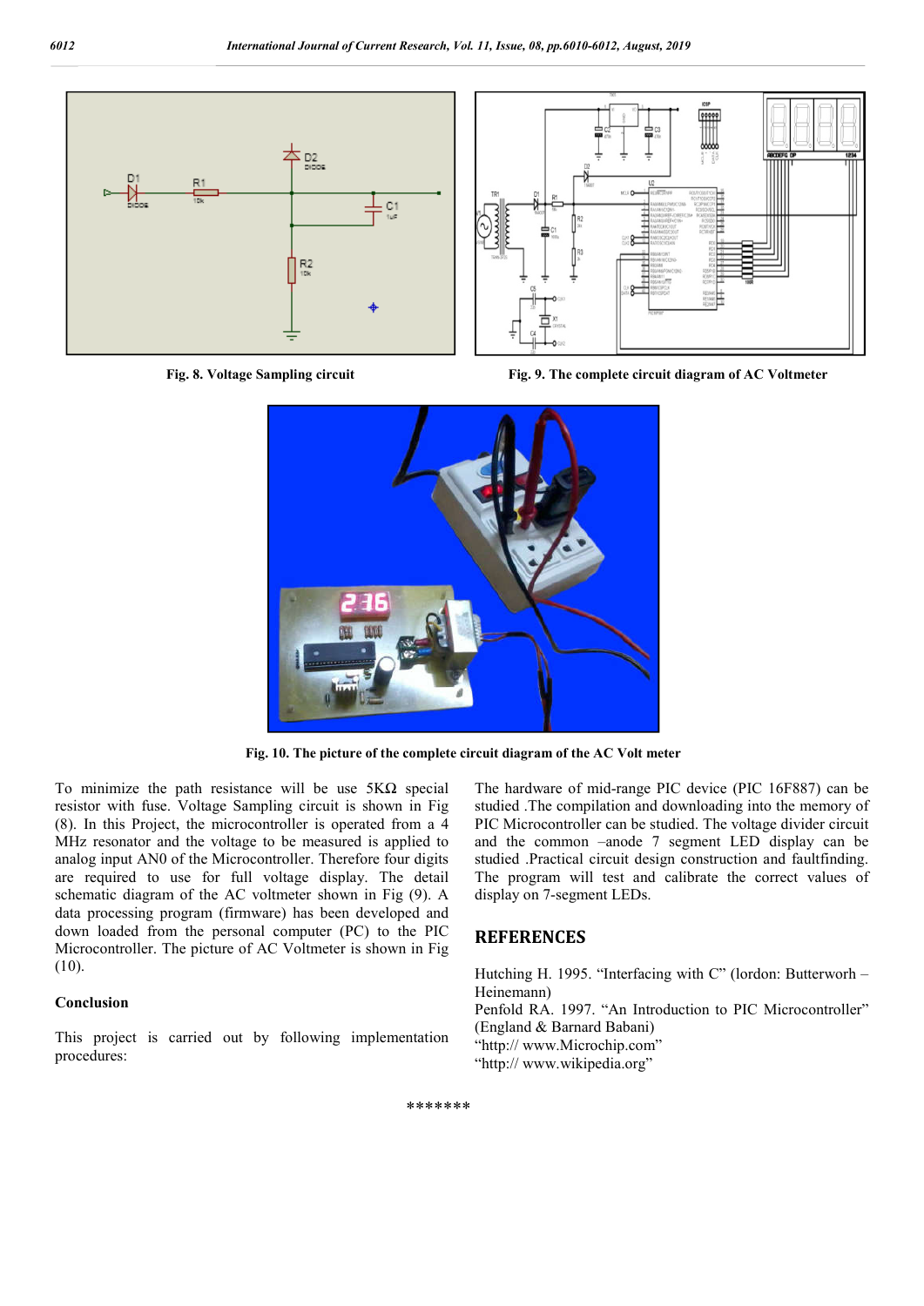Fig. 8. Voltage Sampling circuit

Fig. 9. The complete circuit diagram of AC Voltmeter

Fig. 10. The picture of the complete circuit diagram of the AC Volt meter

To minimize the path resistance will be use 5KΩ special resistor with fuse. Voltage Sampling circuit is shown in Fig (8). In this Project, the microcontroller is operated from a 4 MHz resonator and the voltage to be measured is applied to analog input AN0 of the Microcontroller. Therefore four digits are required to use for full voltage display. The detail schematic diagram of the AC voltmeter shown in Fig (9). A data processing program (firmware) has been developed and down loaded from the personal computer (PC) to the PIC Microcontroller. The picture of AC Voltmeter is shown in Fig (10).

## Conclusion

This project is carried out by following implementation procedures:

The hardware of mid-range PIC device (PIC 16F887) can be studied .The compilation and downloading into the memory of PIC Microcontroller can be studied. The voltage divider circuit and the common –anode 7 segment LED display can be studied .Practical circuit design construction and faultfinding. The program will test and calibrate the correct values of display on 7-segment LEDs.

## REFERENCES

Hutching H. 1995. "Interfacing with C" (lordon: Butterworh – Heinemann)

Penfold RA. 1997. "An Introduction to PIC Microcontroller" (England & Barnard Babani)

"http:// www.Microchip.com"

"http:// www.wikipedia.org"

\*\*\*\*\*\*\*